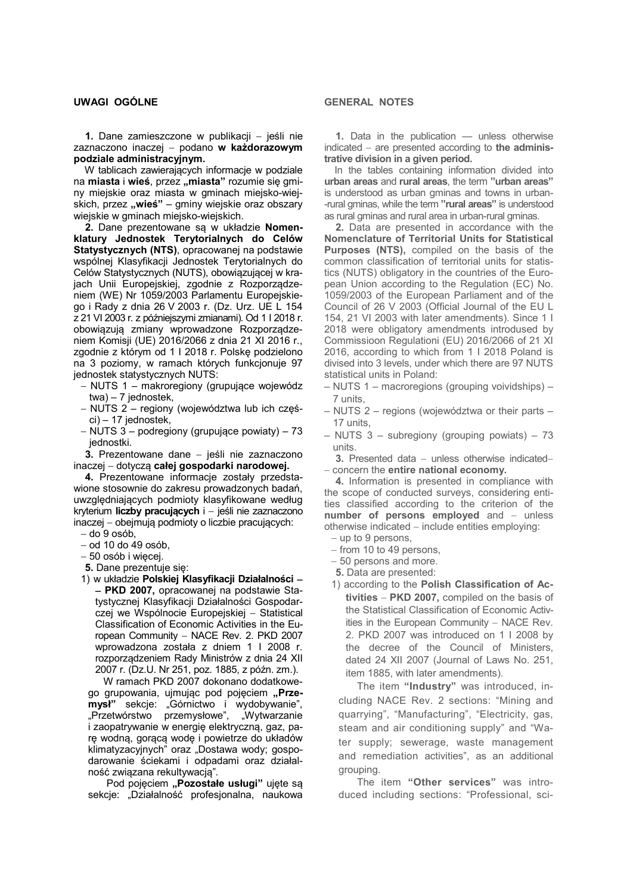## UWAGI OGÓLNE

**1.** Dane zamieszczone w publikacji – jeśli nie zaznaczono inaczej – podano **w każdorazowym podziale administracyjnym.**

W tablicach zawierających informacje w podziale na **miasta** i **wieś**, przez **„miasta"** rozumie się gminy miejskie oraz miasta w gminach miejsko-wiejskich, przez **„wieś"** – gminy wiejskie oraz obszary wiejskie w gminach miejsko-wiejskich.

**2.** Dane prezentowane są w układzie **Nomenklatury Jednostek Terytorialnych do Celów Statystycznych (NTS)**, opracowanej na podstawie wspólnej Klasyfikacji Jednostek Terytorialnych do Celów Statystycznych (NUTS), obowiązującej w krajach Unii Europejskiej, zgodnie z Rozporządzeniem (WE) Nr 1059/2003 Parlamentu Europejskiego i Rady z dnia 26 V 2003 r. (Dz. Urz. UE L 154 z 21 VI 2003 r. z późniejszymi zmianami). Od 1 I 2018 r. obowiązują zmiany wprowadzone Rozporządzeniem Komisji (UE) 2016/2066 z dnia 21 XI 2016 r., zgodnie z którym od 1 I 2018 r. Polskę podzielono na 3 poziomy, w ramach których funkcjonuje 97 jednostek statystycznych NUTS:

- NUTS 1 – makroregiony (grupujące województwa) – 7 jednostek,
- NUTS 2 – regiony (województwa lub ich części) – 17 jednostek,
- NUTS 3 – podregiony (grupujące powiaty) – 73 jednostki.

**3.** Prezentowane dane – jeśli nie zaznaczono inaczej – dotyczą **całej gospodarki narodowej.**

**4.** Prezentowane informacje zostały przedstawione stosownie do zakresu prowadzonych badań, uwzględniających podmioty klasyfikowane według kryterium **liczby pracujących** i – jeśli nie zaznaczono inaczej – obejmują podmioty o liczbie pracujących:

- do 9 osób,
- od 10 do 49 osób,
- 50 osób i więcej.

**5.** Dane prezentuje się:

1) w układzie **Polskiej Klasyfikacji Działalności – PKD 2007,** opracowanej na podstawie Statystycznej Klasyfikacji Działalności Gospodarczej we Wspólnocie Europejskiej – Statistical Classification of Economic Activities in the European Community – NACE Rev. 2. PKD 2007 wprowadzona została z dniem 1 I 2008 r. rozporządzeniem Rady Ministrów z dnia 24 XII 2007 r. (Dz.U. Nr 251, poz. 1885, z późn. zm.).

   W ramach PKD 2007 dokonano dodatkowego grupowania, ujmując pod pojęciem **„Przemysł"** sekcje: „Górnictwo i wydobywanie", „Przetwórstwo przemysłowe", „Wytwarzanie i zaopatrywanie w energię elektryczną, gaz, parę wodną, gorącą wodę i powietrze do układów klimatyzacyjnych" oraz „Dostawa wody; gospodarowanie ściekami i odpadami oraz działalność związana rekultywacją".

   Pod pojęciem **„Pozostałe usługi"** ujęte są sekcje: „Działalność profesjonalna, naukowa

## GENERAL NOTES

**1.** Data in the publication — unless otherwise indicated – are presented according to **the administrative division in a given period.**

In the tables containing information divided into **urban areas** and **rural areas**, the term **"urban areas"** is understood as urban gminas and towns in urban-rural gminas, while the term **"rural areas"** is understood as rural gminas and rural area in urban-rural gminas.

**2.** Data are presented in accordance with the **Nomenclature of Territorial Units for Statistical Purposes (NTS),** compiled on the basis of the common classification of territorial units for statistics (NUTS) obligatory in the countries of the European Union according to the Regulation (EC) No. 1059/2003 of the European Parliament and of the Council of 26 V 2003 (Official Journal of the EU L 154, 21 VI 2003 with later amendments). Since 1 I 2018 were obligatory amendments introdused by Commissioon Regulationi (EU) 2016/2066 of 21 XI 2016, according to which from 1 I 2018 Poland is divised into 3 levels, under which there are 97 NUTS statistical units in Poland:

- NUTS 1 – macroregions (grouping voividships) – 7 units,
- NUTS 2 – regions (województwa or their parts – 17 units,
- NUTS 3 – subregiony (grouping powiats) – 73 units.

**3.** Presented data – unless otherwise indicated– – concern the **entire national economy.**

**4.** Information is presented in compliance with the scope of conducted surveys, considering entities classified according to the criterion of the **number of persons employed** and – unless otherwise indicated – include entities employing:

- up to 9 persons,
- from 10 to 49 persons,
- 50 persons and more.

**5.** Data are presented:

1) according to the **Polish Classification of Activities** – **PKD 2007,** compiled on the basis of the Statistical Classification of Economic Activities in the European Community – NACE Rev. 2. PKD 2007 was introduced on 1 I 2008 by the decree of the Council of Ministers, dated 24 XII 2007 (Journal of Laws No. 251, item 1885, with later amendments).

   The item **"Industry"** was introduced, including NACE Rev. 2 sections: "Mining and quarrying", "Manufacturing", "Electricity, gas, steam and air conditioning supply" and "Water supply; sewerage, waste management and remediation activities", as an additional grouping.

   The item **"Other services"** was introduced including sections: "Professional, sci-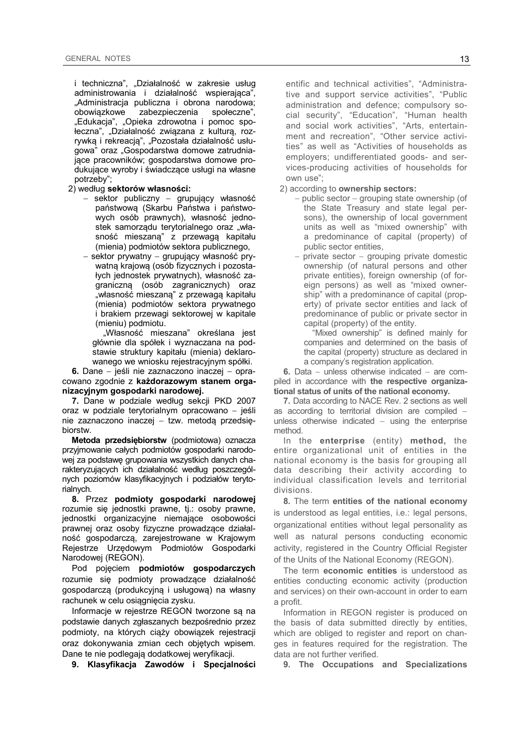i techniczna", „Działalność w zakresie usług administrowania i działalność wspierająca", „Administracja publiczna i obrona narodowa; obowiązkowe zabezpieczenia społeczne", „Edukacja", „Opieka zdrowotna i pomoc społeczna", „Działalność związana z kulturą, rozrywką i rekreacją", „Pozostała działalność usługowa" oraz „Gospodarstwa domowe zatrudniające pracowników; gospodarstwa domowe produkujące wyroby i świadczące usługi na własne potrzeby";

2) według **sektorów własności:**

- sektor publiczny – grupujący własność państwową (Skarbu Państwa i państwowych osób prawnych), własność jednostek samorządu terytorialnego oraz „własność mieszaną" z przewagą kapitału (mienia) podmiotów sektora publicznego,
- sektor prywatny – grupujący własność prywatną krajową (osób fizycznych i pozostałych jednostek prywatnych), własność zagraniczną (osób zagranicznych) oraz „własność mieszaną" z przewagą kapitału (mienia) podmiotów sektora prywatnego i brakiem przewagi sektorowej w kapitale (mieniu) podmiotu.

  „Własność mieszana" określana jest głównie dla spółek i wyznaczana na podstawie struktury kapitału (mienia) deklarowanego we wniosku rejestracyjnym spółki.

**6.** Dane – jeśli nie zaznaczono inaczej – opracowano zgodnie z **każdorazowym stanem organizacyjnym gospodarki narodowej.**

**7.** Dane w podziale według sekcji PKD 2007 oraz w podziale terytorialnym opracowano – jeśli nie zaznaczono inaczej – tzw. metodą przedsiębiorstw.

**Metoda przedsiębiorstw** (podmiotowa) oznacza przyjmowanie całych podmiotów gospodarki narodowej za podstawę grupowania wszystkich danych charakteryzujących ich działalność według poszczególnych poziomów klasyfikacyjnych i podziałów terytorialnych.

**8.** Przez **podmioty gospodarki narodowej** rozumie się jednostki prawne, tj.: osoby prawne, jednostki organizacyjne niemające osobowości prawnej oraz osoby fizyczne prowadzące działalność gospodarczą, zarejestrowane w Krajowym Rejestrze Urzędowym Podmiotów Gospodarki Narodowej (REGON).

Pod pojęciem **podmiotów gospodarczych** rozumie się podmioty prowadzące działalność gospodarczą (produkcyjną i usługową) na własny rachunek w celu osiągnięcia zysku.

Informacje w rejestrze REGON tworzone są na podstawie danych zgłaszanych bezpośrednio przez podmioty, na których ciąży obowiązek rejestracji oraz dokonywania zmian cech objętych wpisem. Dane te nie podlegają dodatkowej weryfikacji.

**9. Klasyfikacja Zawodów i Specjalności**

entific and technical activities", "Administrative and support service activities", "Public administration and defence; compulsory social security", "Education", "Human health and social work activities", "Arts, entertainment and recreation", "Other service activities" as well as "Activities of households as employers; undifferentiated goods- and services-producing activities of households for own use";

2) according to **ownership sectors:**

- public sector – grouping state ownership (of the State Treasury and state legal persons), the ownership of local government units as well as "mixed ownership" with a predominance of capital (property) of public sector entities,
- private sector – grouping private domestic ownership (of natural persons and other private entities), foreign ownership (of foreign persons) as well as "mixed ownership" with a predominance of capital (property) of private sector entities and lack of predominance of public or private sector in capital (property) of the entity.

  "Mixed ownership" is defined mainly for companies and determined on the basis of the capital (property) structure as declared in a company's registration application.

**6.** Data – unless otherwise indicated – are compiled in accordance with **the respective organizational status of units of the national economy.**

**7.** Data according to NACE Rev. 2 sections as well as according to territorial division are compiled – unless otherwise indicated – using the enterprise method.

In the **enterprise** (entity) **method,** the entire organizational unit of entities in the national economy is the basis for grouping all data describing their activity according to individual classification levels and territorial divisions.

**8.** The term **entities of the national economy** is understood as legal entities, i.e.: legal persons, organizational entities without legal personality as well as natural persons conducting economic activity, registered in the Country Official Register of the Units of the National Economy (REGON).

The term **economic entities** is understood as entities conducting economic activity (production and services) on their own-account in order to earn a profit.

Information in REGON register is produced on the basis of data submitted directly by entities, which are obliged to register and report on changes in features required for the registration. The data are not further verified.

**9. The Occupations and Specializations**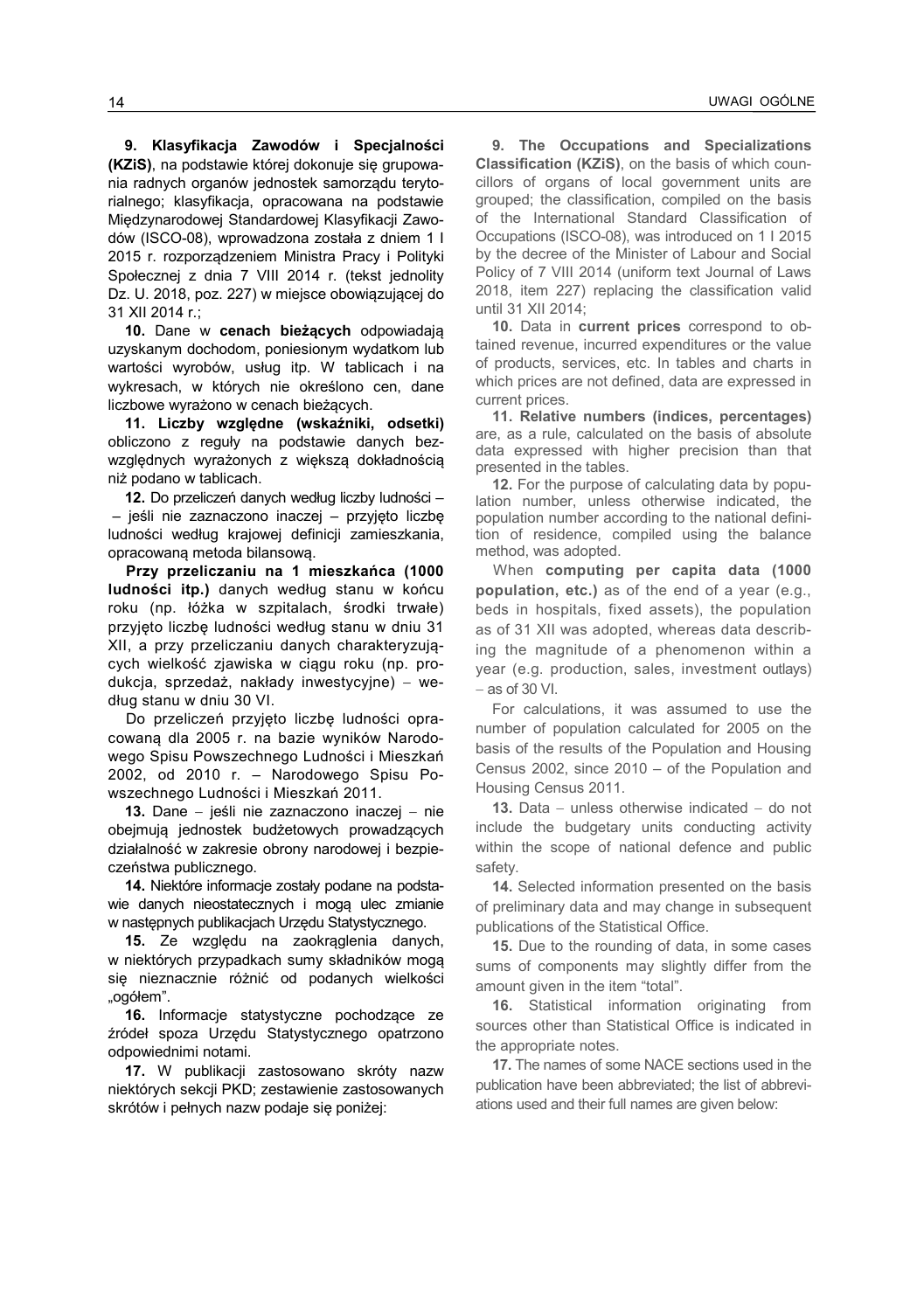**9. Klasyfikacja Zawodów i Specjalności (KZiS)**, na podstawie której dokonuje się grupowania radnych organów jednostek samorządu terytorialnego; klasyfikacja, opracowana na podstawie Międzynarodowej Standardowej Klasyfikacji Zawodów (ISCO-08), wprowadzona została z dniem 1 I 2015 r. rozporządzeniem Ministra Pracy i Polityki Społecznej z dnia 7 VIII 2014 r. (tekst jednolity Dz. U. 2018, poz. 227) w miejsce obowiązującej do 31 XII 2014 r.;

**10.** Dane w **cenach bieżących** odpowiadają uzyskanym dochodom, poniesionym wydatkom lub wartości wyrobów, usług itp. W tablicach i na wykresach, w których nie określono cen, dane liczbowe wyrażono w cenach bieżących.

**11. Liczby względne (wskaźniki, odsetki)** obliczono z reguły na podstawie danych bezwzględnych wyrażonych z większą dokładnością niż podano w tablicach.

**12.** Do przeliczeń danych według liczby ludności – – jeśli nie zaznaczono inaczej – przyjęto liczbę ludności według krajowej definicji zamieszkania, opracowaną metoda bilansową.

**Przy przeliczaniu na 1 mieszkańca (1000 ludności itp.)** danych według stanu w końcu roku (np. łóżka w szpitalach, środki trwałe) przyjęto liczbę ludności według stanu w dniu 31 XII, a przy przeliczaniu danych charakteryzujących wielkość zjawiska w ciągu roku (np. produkcja, sprzedaż, nakłady inwestycyjne) – według stanu w dniu 30 VI.

Do przeliczeń przyjęto liczbę ludności opracowaną dla 2005 r. na bazie wyników Narodowego Spisu Powszechnego Ludności i Mieszkań 2002, od 2010 r. – Narodowego Spisu Powszechnego Ludności i Mieszkań 2011.

**13.** Dane – jeśli nie zaznaczono inaczej – nie obejmują jednostek budżetowych prowadzących działalność w zakresie obrony narodowej i bezpieczeństwa publicznego.

**14.** Niektóre informacje zostały podane na podstawie danych nieostatecznych i mogą ulec zmianie w następnych publikacjach Urzędu Statystycznego.

**15.** Ze względu na zaokrąglenia danych, w niektórych przypadkach sumy składników mogą się nieznacznie różnić od podanych wielkości „ogółem".

**16.** Informacje statystyczne pochodzące ze źródeł spoza Urzędu Statystycznego opatrzono odpowiednimi notami.

**17.** W publikacji zastosowano skróty nazw niektórych sekcji PKD; zestawienie zastosowanych skrótów i pełnych nazw podaje się poniżej:

**9. The Occupations and Specializations Classification (KZiS)**, on the basis of which councillors of organs of local government units are grouped; the classification, compiled on the basis of the International Standard Classification of Occupations (ISCO-08), was introduced on 1 I 2015 by the decree of the Minister of Labour and Social Policy of 7 VIII 2014 (uniform text Journal of Laws 2018, item 227) replacing the classification valid until 31 XII 2014;

**10.** Data in **current prices** correspond to obtained revenue, incurred expenditures or the value of products, services, etc. In tables and charts in which prices are not defined, data are expressed in current prices.

**11. Relative numbers (indices, percentages)** are, as a rule, calculated on the basis of absolute data expressed with higher precision than that presented in the tables.

**12.** For the purpose of calculating data by population number, unless otherwise indicated, the population number according to the national definition of residence, compiled using the balance method, was adopted.

When **computing per capita data (1000 population, etc.)** as of the end of a year (e.g., beds in hospitals, fixed assets), the population as of 31 XII was adopted, whereas data describing the magnitude of a phenomenon within a year (e.g. production, sales, investment outlays) – as of 30 VI.

For calculations, it was assumed to use the number of population calculated for 2005 on the basis of the results of the Population and Housing Census 2002, since 2010 – of the Population and Housing Census 2011.

**13.** Data – unless otherwise indicated – do not include the budgetary units conducting activity within the scope of national defence and public safety.

**14.** Selected information presented on the basis of preliminary data and may change in subsequent publications of the Statistical Office.

**15.** Due to the rounding of data, in some cases sums of components may slightly differ from the amount given in the item "total".

**16.** Statistical information originating from sources other than Statistical Office is indicated in the appropriate notes.

**17.** The names of some NACE sections used in the publication have been abbreviated; the list of abbreviations used and their full names are given below: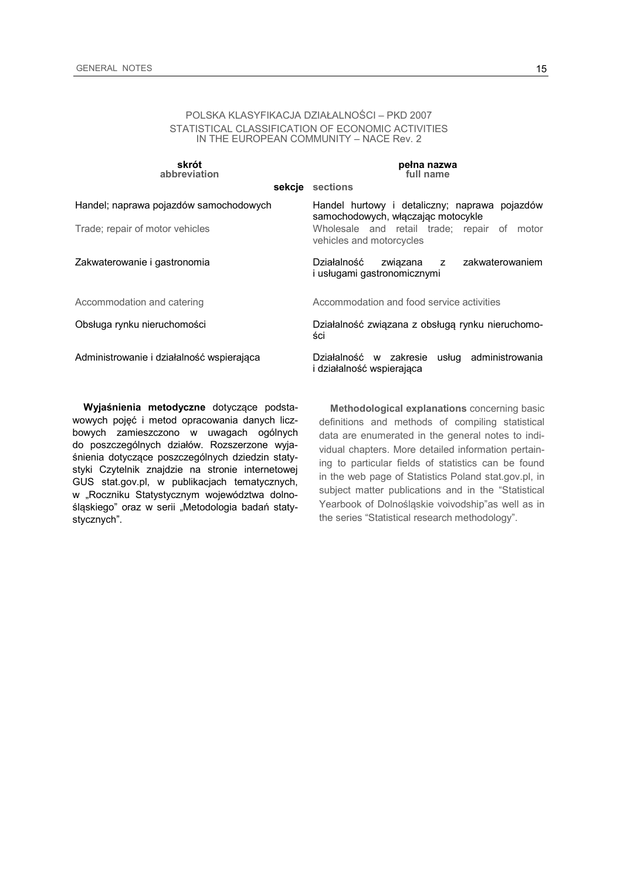POLSKA KLASYFIKACJA DZIAŁALNOŚCI – PKD 2007
STATISTICAL CLASSIFICATION OF ECONOMIC ACTIVITIES IN THE EUROPEAN COMMUNITY – NACE Rev. 2

| skrót<br>abbreviation | pełna nazwa<br>full name |
|---|---|
| **sekcje** | **sections** |
| Handel; naprawa pojazdów samochodowych | Handel hurtowy i detaliczny; naprawa pojazdów samochodowych, włączając motocykle |
| Trade; repair of motor vehicles | Wholesale and retail trade; repair of motor vehicles and motorcycles |
| Zakwaterowanie i gastronomia | Działalność związana z zakwaterowaniem i usługami gastronomicznymi |
| Accommodation and catering | Accommodation and food service activities |
| Obsługa rynku nieruchomości | Działalność związana z obsługą rynku nieruchomości |
| Administrowanie i działalność wspierająca | Działalność w zakresie usług administrowania i działalność wspierająca |

**Wyjaśnienia metodyczne** dotyczące podstawowych pojęć i metod opracowania danych liczbowych zamieszczono w uwagach ogólnych do poszczególnych działów. Rozszerzone wyjaśnienia dotyczące poszczególnych dziedzin statystyki Czytelnik znajdzie na stronie internetowej GUS stat.gov.pl, w publikacjach tematycznych, w „Roczniku Statystycznym województwa dolnośląskiego" oraz w serii „Metodologia badań statystycznych".

**Methodological explanations** concerning basic definitions and methods of compiling statistical data are enumerated in the general notes to individual chapters. More detailed information pertaining to particular fields of statistics can be found in the web page of Statistics Poland stat.gov.pl, in subject matter publications and in the "Statistical Yearbook of Dolnośląskie voivodship"as well as in the series "Statistical research methodology".